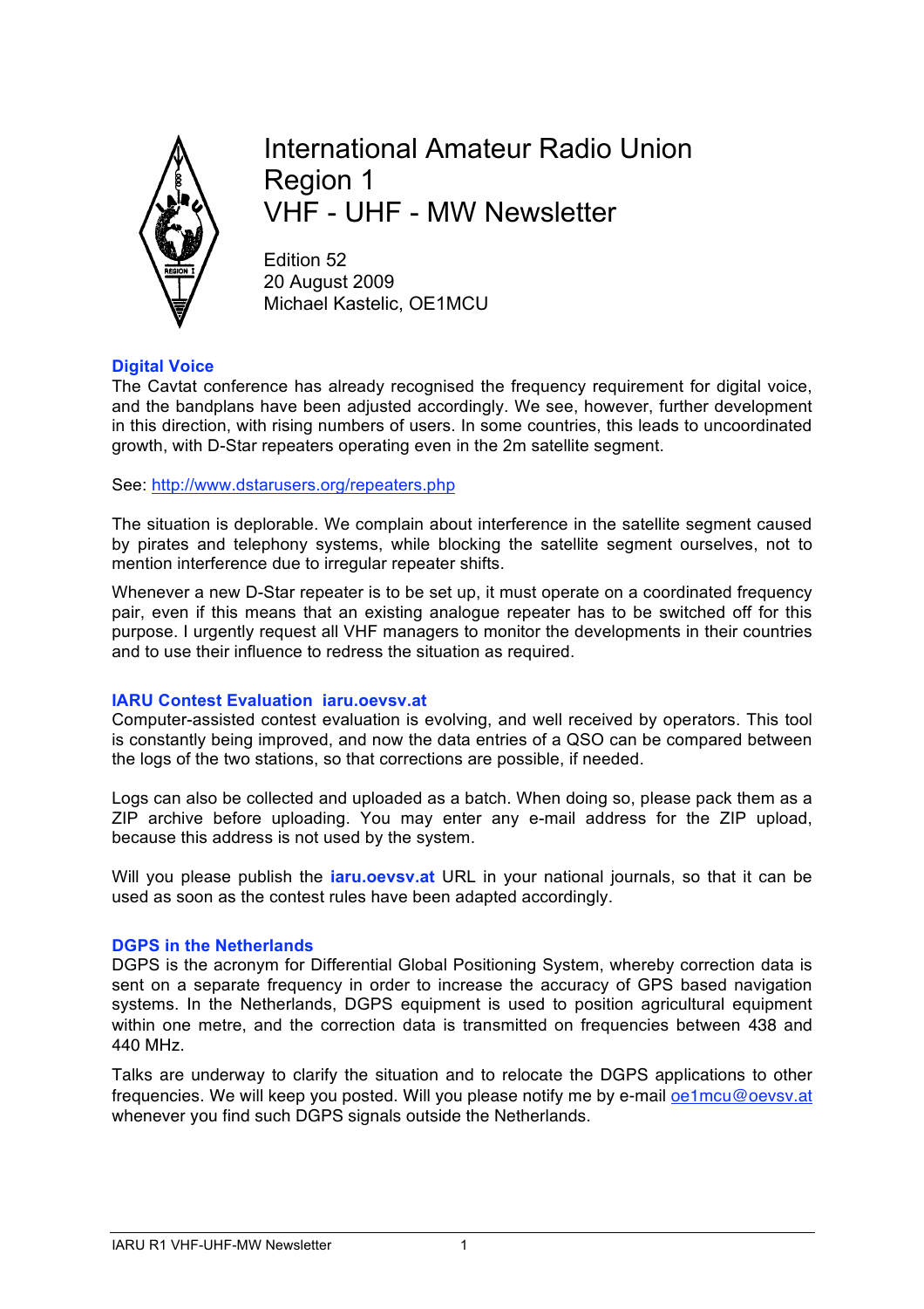# International Amateur Radio Union Region 1 VHF - UHF - MW Newsletter

Edition 52
20 August 2009
Michael Kastelic, OE1MCU

## Digital Voice

The Cavtat conference has already recognised the frequency requirement for digital voice, and the bandplans have been adjusted accordingly. We see, however, further development in this direction, with rising numbers of users. In some countries, this leads to uncoordinated growth, with D-Star repeaters operating even in the 2m satellite segment.

See: [http://www.dstarusers.org/repeaters.php](http://www.dstarusers.org/repeaters.php)

The situation is deplorable. We complain about interference in the satellite segment caused by pirates and telephony systems, while blocking the satellite segment ourselves, not to mention interference due to irregular repeater shifts.

Whenever a new D-Star repeater is to be set up, it must operate on a coordinated frequency pair, even if this means that an existing analogue repeater has to be switched off for this purpose. I urgently request all VHF managers to monitor the developments in their countries and to use their influence to redress the situation as required.

## IARU Contest Evaluation iaru.oevsv.at

Computer-assisted contest evaluation is evolving, and well received by operators. This tool is constantly being improved, and now the data entries of a QSO can be compared between the logs of the two stations, so that corrections are possible, if needed.

Logs can also be collected and uploaded as a batch. When doing so, please pack them as a ZIP archive before uploading. You may enter any e-mail address for the ZIP upload, because this address is not used by the system.

Will you please publish the **iaru.oevsv.at** URL in your national journals, so that it can be used as soon as the contest rules have been adapted accordingly.

## DGPS in the Netherlands

DGPS is the acronym for Differential Global Positioning System, whereby correction data is sent on a separate frequency in order to increase the accuracy of GPS based navigation systems. In the Netherlands, DGPS equipment is used to position agricultural equipment within one metre, and the correction data is transmitted on frequencies between 438 and 440 MHz.

Talks are underway to clarify the situation and to relocate the DGPS applications to other frequencies. We will keep you posted. Will you please notify me by e-mail [oe1mcu@oevsv.at](mailto:oe1mcu@oevsv.at) whenever you find such DGPS signals outside the Netherlands.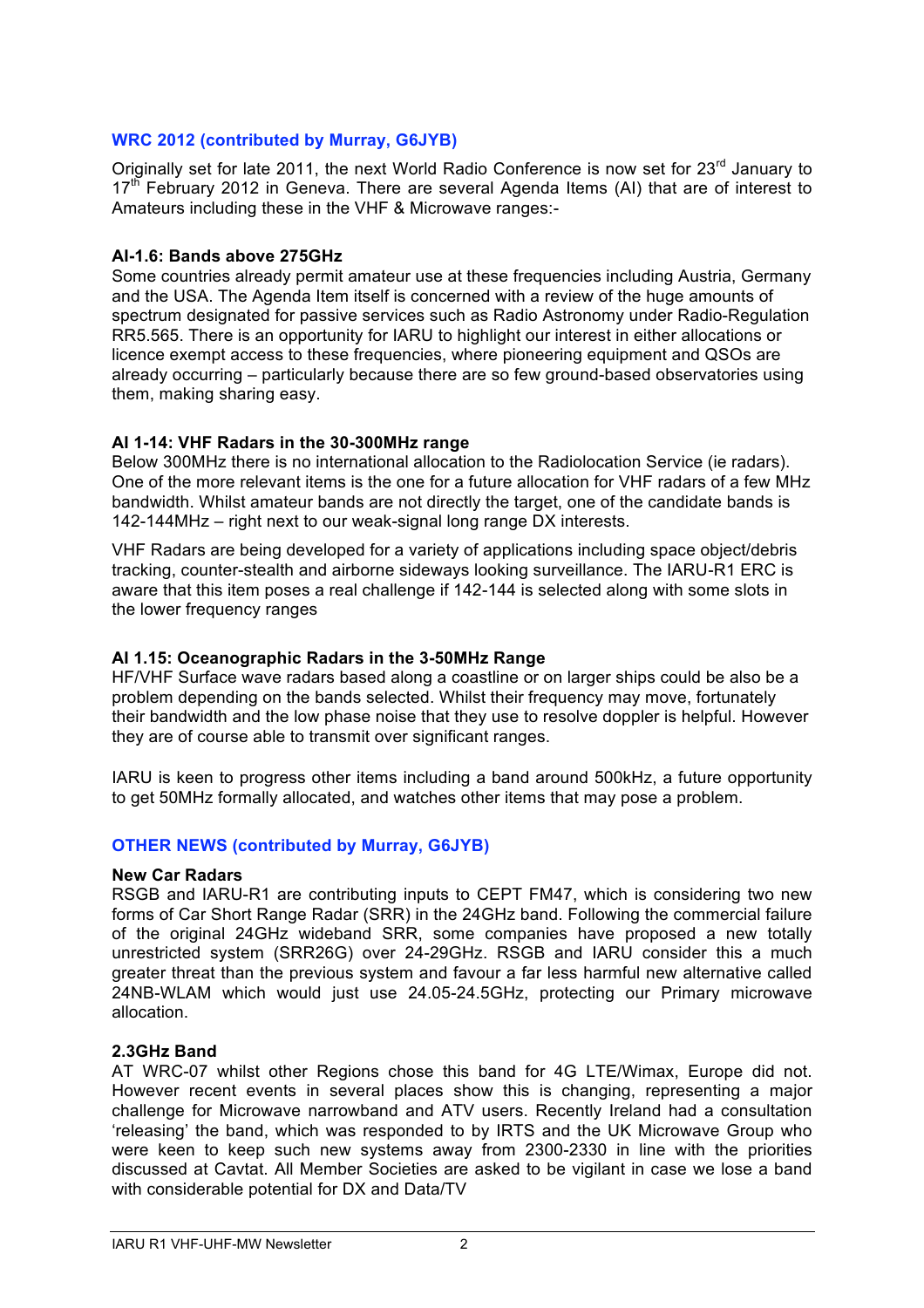## WRC 2012 (contributed by Murray, G6JYB)

Originally set for late 2011, the next World Radio Conference is now set for 23rd January to 17th February 2012 in Geneva. There are several Agenda Items (AI) that are of interest to Amateurs including these in the VHF & Microwave ranges:-

### AI-1.6: Bands above 275GHz

Some countries already permit amateur use at these frequencies including Austria, Germany and the USA. The Agenda Item itself is concerned with a review of the huge amounts of spectrum designated for passive services such as Radio Astronomy under Radio-Regulation RR5.565. There is an opportunity for IARU to highlight our interest in either allocations or licence exempt access to these frequencies, where pioneering equipment and QSOs are already occurring – particularly because there are so few ground-based observatories using them, making sharing easy.

### AI 1-14: VHF Radars in the 30-300MHz range

Below 300MHz there is no international allocation to the Radiolocation Service (ie radars). One of the more relevant items is the one for a future allocation for VHF radars of a few MHz bandwidth. Whilst amateur bands are not directly the target, one of the candidate bands is 142-144MHz – right next to our weak-signal long range DX interests.

VHF Radars are being developed for a variety of applications including space object/debris tracking, counter-stealth and airborne sideways looking surveillance. The IARU-R1 ERC is aware that this item poses a real challenge if 142-144 is selected along with some slots in the lower frequency ranges

### AI 1.15: Oceanographic Radars in the 3-50MHz Range

HF/VHF Surface wave radars based along a coastline or on larger ships could be also be a problem depending on the bands selected. Whilst their frequency may move, fortunately their bandwidth and the low phase noise that they use to resolve doppler is helpful. However they are of course able to transmit over significant ranges.

IARU is keen to progress other items including a band around 500kHz, a future opportunity to get 50MHz formally allocated, and watches other items that may pose a problem.

## OTHER NEWS (contributed by Murray, G6JYB)

### New Car Radars

RSGB and IARU-R1 are contributing inputs to CEPT FM47, which is considering two new forms of Car Short Range Radar (SRR) in the 24GHz band. Following the commercial failure of the original 24GHz wideband SRR, some companies have proposed a new totally unrestricted system (SRR26G) over 24-29GHz. RSGB and IARU consider this a much greater threat than the previous system and favour a far less harmful new alternative called 24NB-WLAM which would just use 24.05-24.5GHz, protecting our Primary microwave allocation.

### 2.3GHz Band

AT WRC-07 whilst other Regions chose this band for 4G LTE/Wimax, Europe did not. However recent events in several places show this is changing, representing a major challenge for Microwave narrowband and ATV users. Recently Ireland had a consultation 'releasing' the band, which was responded to by IRTS and the UK Microwave Group who were keen to keep such new systems away from 2300-2330 in line with the priorities discussed at Cavtat. All Member Societies are asked to be vigilant in case we lose a band with considerable potential for DX and Data/TV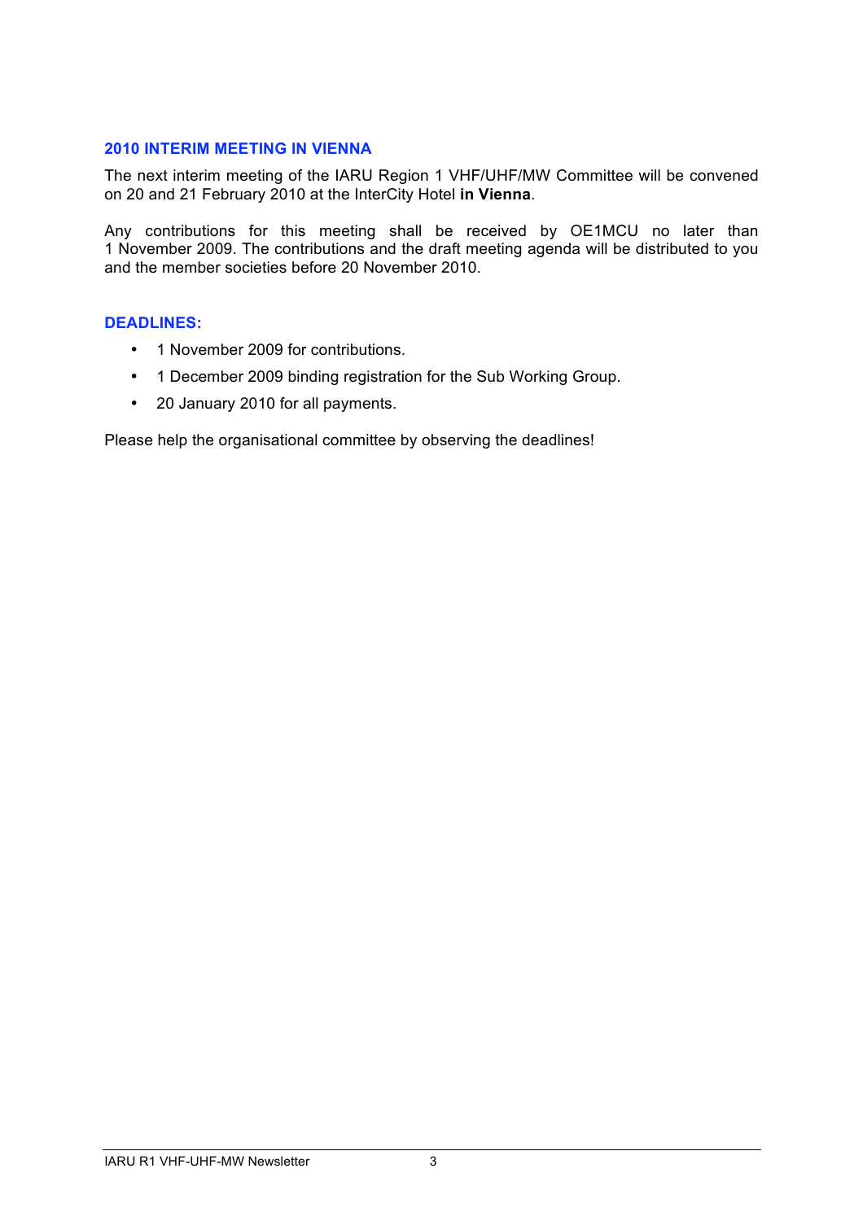## 2010 INTERIM MEETING IN VIENNA

The next interim meeting of the IARU Region 1 VHF/UHF/MW Committee will be convened on 20 and 21 February 2010 at the InterCity Hotel **in Vienna**.

Any contributions for this meeting shall be received by OE1MCU no later than 1 November 2009. The contributions and the draft meeting agenda will be distributed to you and the member societies before 20 November 2010.

## DEADLINES:

- 1 November 2009 for contributions.
- 1 December 2009 binding registration for the Sub Working Group.
- 20 January 2010 for all payments.

Please help the organisational committee by observing the deadlines!